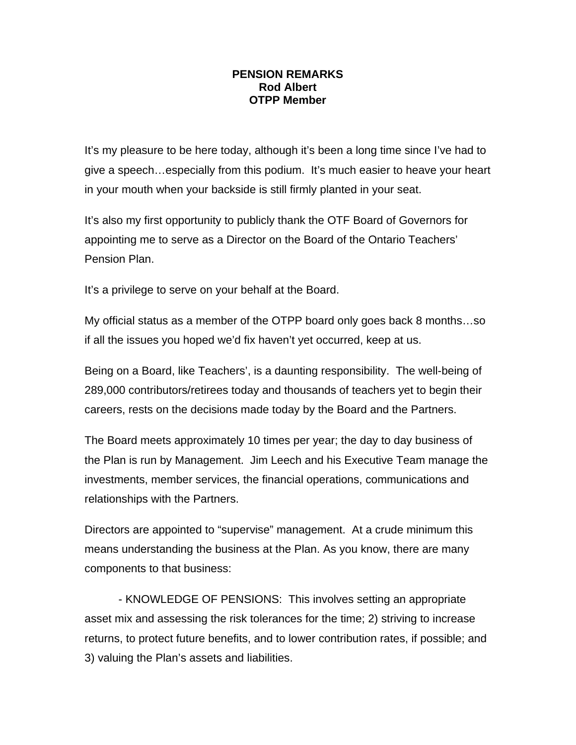**PENSION REMARKS**
**Rod Albert**
**OTPP Member**

It's my pleasure to be here today, although it's been a long time since I've had to give a speech…especially from this podium. It's much easier to heave your heart in your mouth when your backside is still firmly planted in your seat.

It's also my first opportunity to publicly thank the OTF Board of Governors for appointing me to serve as a Director on the Board of the Ontario Teachers' Pension Plan.

It's a privilege to serve on your behalf at the Board.

My official status as a member of the OTPP board only goes back 8 months…so if all the issues you hoped we'd fix haven't yet occurred, keep at us.

Being on a Board, like Teachers', is a daunting responsibility. The well-being of 289,000 contributors/retirees today and thousands of teachers yet to begin their careers, rests on the decisions made today by the Board and the Partners.

The Board meets approximately 10 times per year; the day to day business of the Plan is run by Management. Jim Leech and his Executive Team manage the investments, member services, the financial operations, communications and relationships with the Partners.

Directors are appointed to "supervise" management. At a crude minimum this means understanding the business at the Plan. As you know, there are many components to that business:

- KNOWLEDGE OF PENSIONS: This involves setting an appropriate asset mix and assessing the risk tolerances for the time; 2) striving to increase returns, to protect future benefits, and to lower contribution rates, if possible; and 3) valuing the Plan's assets and liabilities.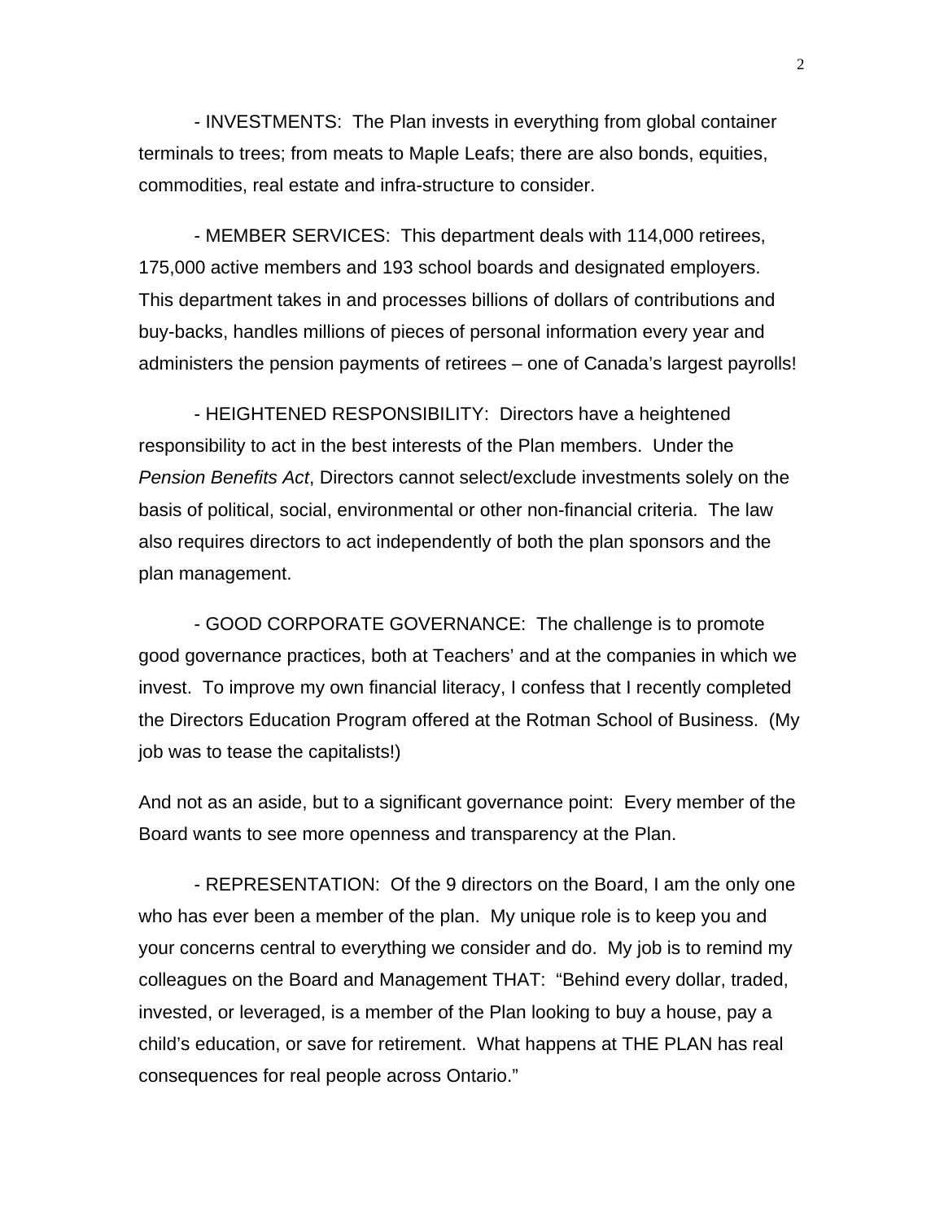- INVESTMENTS: The Plan invests in everything from global container terminals to trees; from meats to Maple Leafs; there are also bonds, equities, commodities, real estate and infra-structure to consider.

- MEMBER SERVICES: This department deals with 114,000 retirees, 175,000 active members and 193 school boards and designated employers. This department takes in and processes billions of dollars of contributions and buy-backs, handles millions of pieces of personal information every year and administers the pension payments of retirees – one of Canada's largest payrolls!

- HEIGHTENED RESPONSIBILITY: Directors have a heightened responsibility to act in the best interests of the Plan members. Under the *Pension Benefits Act*, Directors cannot select/exclude investments solely on the basis of political, social, environmental or other non-financial criteria. The law also requires directors to act independently of both the plan sponsors and the plan management.

- GOOD CORPORATE GOVERNANCE: The challenge is to promote good governance practices, both at Teachers' and at the companies in which we invest. To improve my own financial literacy, I confess that I recently completed the Directors Education Program offered at the Rotman School of Business. (My job was to tease the capitalists!)

And not as an aside, but to a significant governance point: Every member of the Board wants to see more openness and transparency at the Plan.

- REPRESENTATION: Of the 9 directors on the Board, I am the only one who has ever been a member of the plan. My unique role is to keep you and your concerns central to everything we consider and do. My job is to remind my colleagues on the Board and Management THAT: "Behind every dollar, traded, invested, or leveraged, is a member of the Plan looking to buy a house, pay a child's education, or save for retirement. What happens at THE PLAN has real consequences for real people across Ontario."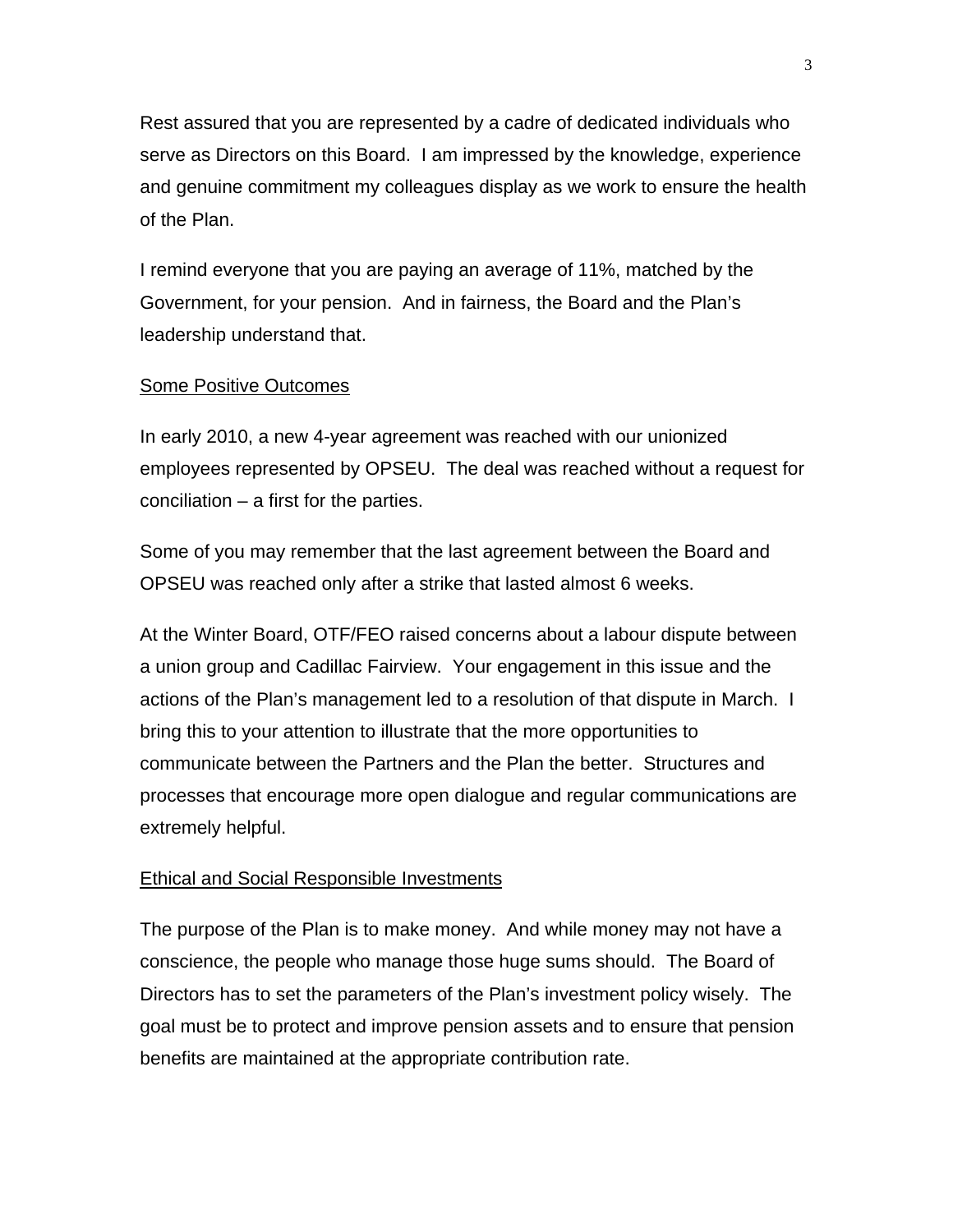Rest assured that you are represented by a cadre of dedicated individuals who serve as Directors on this Board. I am impressed by the knowledge, experience and genuine commitment my colleagues display as we work to ensure the health of the Plan.

I remind everyone that you are paying an average of 11%, matched by the Government, for your pension. And in fairness, the Board and the Plan's leadership understand that.

## Some Positive Outcomes

In early 2010, a new 4-year agreement was reached with our unionized employees represented by OPSEU. The deal was reached without a request for conciliation – a first for the parties.

Some of you may remember that the last agreement between the Board and OPSEU was reached only after a strike that lasted almost 6 weeks.

At the Winter Board, OTF/FEO raised concerns about a labour dispute between a union group and Cadillac Fairview. Your engagement in this issue and the actions of the Plan's management led to a resolution of that dispute in March. I bring this to your attention to illustrate that the more opportunities to communicate between the Partners and the Plan the better. Structures and processes that encourage more open dialogue and regular communications are extremely helpful.

## Ethical and Social Responsible Investments

The purpose of the Plan is to make money. And while money may not have a conscience, the people who manage those huge sums should. The Board of Directors has to set the parameters of the Plan's investment policy wisely. The goal must be to protect and improve pension assets and to ensure that pension benefits are maintained at the appropriate contribution rate.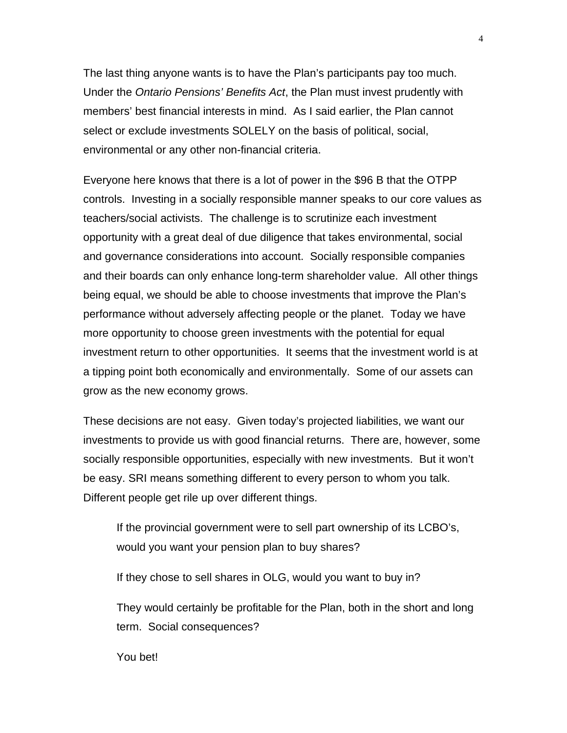The last thing anyone wants is to have the Plan's participants pay too much. Under the *Ontario Pensions' Benefits Act*, the Plan must invest prudently with members' best financial interests in mind. As I said earlier, the Plan cannot select or exclude investments SOLELY on the basis of political, social, environmental or any other non-financial criteria.

Everyone here knows that there is a lot of power in the $96 B that the OTPP controls. Investing in a socially responsible manner speaks to our core values as teachers/social activists. The challenge is to scrutinize each investment opportunity with a great deal of due diligence that takes environmental, social and governance considerations into account. Socially responsible companies and their boards can only enhance long-term shareholder value. All other things being equal, we should be able to choose investments that improve the Plan's performance without adversely affecting people or the planet. Today we have more opportunity to choose green investments with the potential for equal investment return to other opportunities. It seems that the investment world is at a tipping point both economically and environmentally. Some of our assets can grow as the new economy grows.

These decisions are not easy. Given today's projected liabilities, we want our investments to provide us with good financial returns. There are, however, some socially responsible opportunities, especially with new investments. But it won't be easy. SRI means something different to every person to whom you talk. Different people get rile up over different things.

> If the provincial government were to sell part ownership of its LCBO's, would you want your pension plan to buy shares?
>
> If they chose to sell shares in OLG, would you want to buy in?
>
> They would certainly be profitable for the Plan, both in the short and long term. Social consequences?
>
> You bet!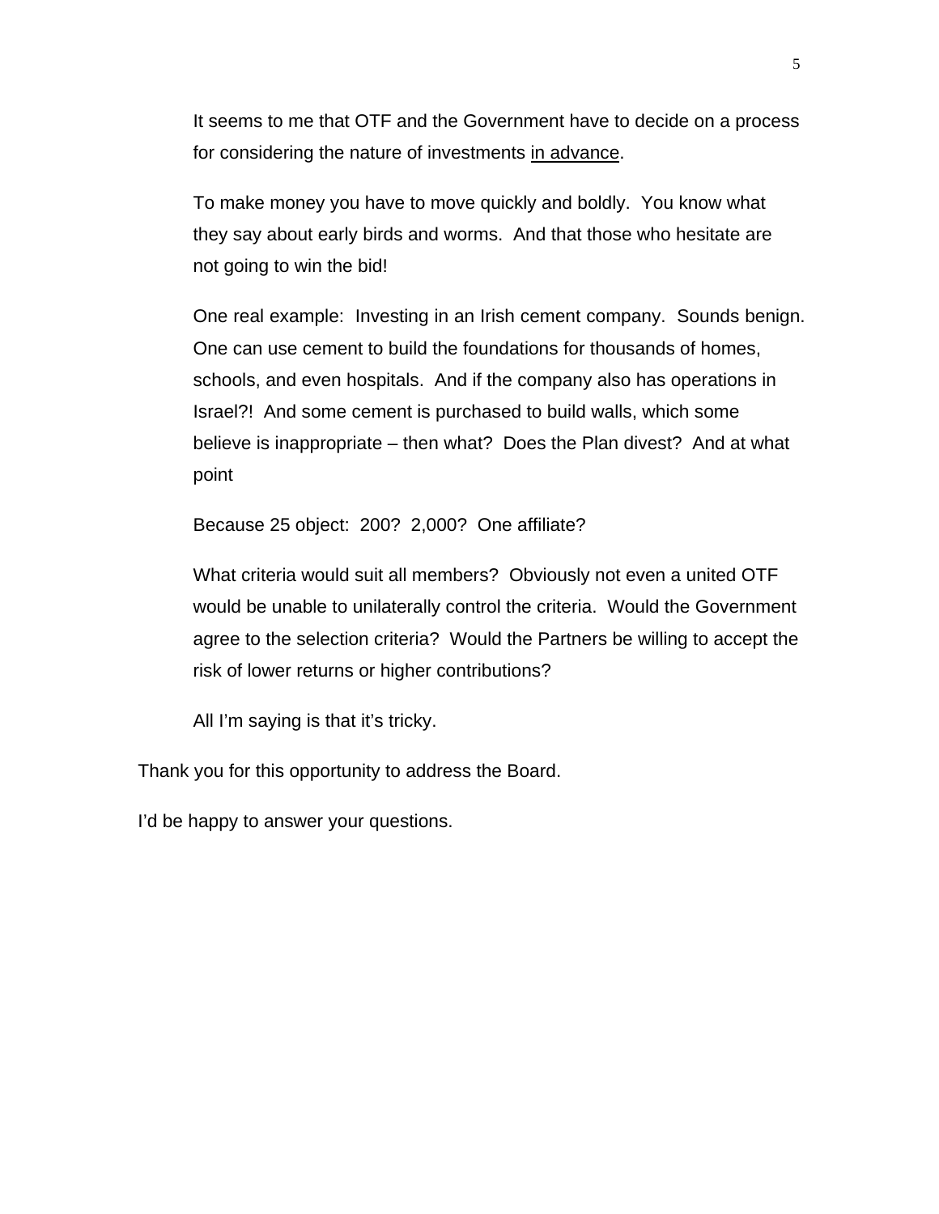It seems to me that OTF and the Government have to decide on a process for considering the nature of investments <u>in advance</u>.

To make money you have to move quickly and boldly. You know what they say about early birds and worms. And that those who hesitate are not going to win the bid!

One real example: Investing in an Irish cement company. Sounds benign. One can use cement to build the foundations for thousands of homes, schools, and even hospitals. And if the company also has operations in Israel?! And some cement is purchased to build walls, which some believe is inappropriate – then what? Does the Plan divest? And at what point

Because 25 object: 200? 2,000? One affiliate?

What criteria would suit all members? Obviously not even a united OTF would be unable to unilaterally control the criteria. Would the Government agree to the selection criteria? Would the Partners be willing to accept the risk of lower returns or higher contributions?

All I'm saying is that it's tricky.

Thank you for this opportunity to address the Board.

I'd be happy to answer your questions.